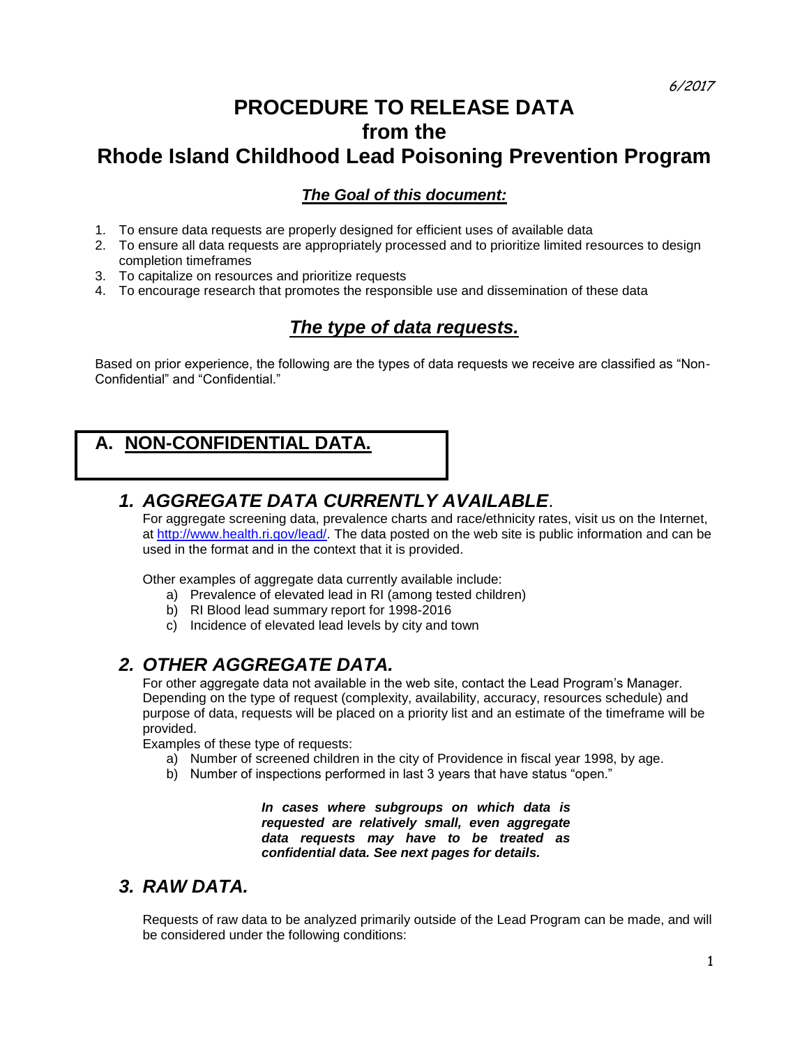6/2017

# PROCEDURE TO RELEASE DATA from the Rhode Island Childhood Lead Poisoning Prevention Program

## *The Goal of this document:*

1. To ensure data requests are properly designed for efficient uses of available data
2. To ensure all data requests are appropriately processed and to prioritize limited resources to design completion timeframes
3. To capitalize on resources and prioritize requests
4. To encourage research that promotes the responsible use and dissemination of these data

## *The type of data requests.*

Based on prior experience, the following are the types of data requests we receive are classified as "Non-Confidential" and "Confidential."

## A. NON-CONFIDENTIAL DATA.

### *1. AGGREGATE DATA CURRENTLY AVAILABLE.*

For aggregate screening data, prevalence charts and race/ethnicity rates, visit us on the Internet, at http://www.health.ri.gov/lead/. The data posted on the web site is public information and can be used in the format and in the context that it is provided.

Other examples of aggregate data currently available include:

a) Prevalence of elevated lead in RI (among tested children)
b) RI Blood lead summary report for 1998-2016
c) Incidence of elevated lead levels by city and town

### *2. OTHER AGGREGATE DATA.*

For other aggregate data not available in the web site, contact the Lead Program's Manager. Depending on the type of request (complexity, availability, accuracy, resources schedule) and purpose of data, requests will be placed on a priority list and an estimate of the timeframe will be provided.

Examples of these type of requests:

a) Number of screened children in the city of Providence in fiscal year 1998, by age.
b) Number of inspections performed in last 3 years that have status "open."

***In cases where subgroups on which data is requested are relatively small, even aggregate data requests may have to be treated as confidential data. See next pages for details.***

### *3. RAW DATA.*

Requests of raw data to be analyzed primarily outside of the Lead Program can be made, and will be considered under the following conditions: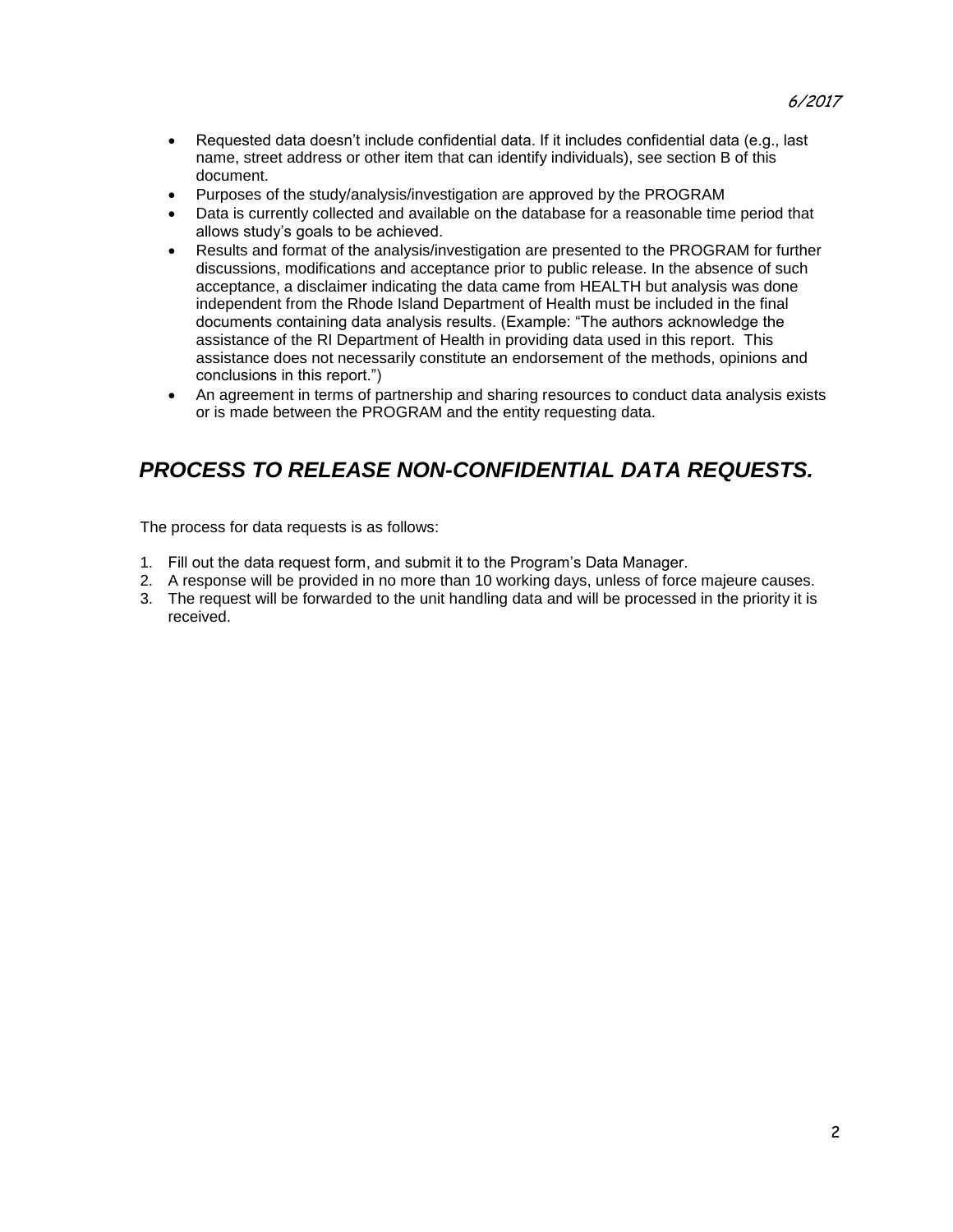- Requested data doesn't include confidential data. If it includes confidential data (e.g., last name, street address or other item that can identify individuals), see section B of this document.
- Purposes of the study/analysis/investigation are approved by the PROGRAM
- Data is currently collected and available on the database for a reasonable time period that allows study's goals to be achieved.
- Results and format of the analysis/investigation are presented to the PROGRAM for further discussions, modifications and acceptance prior to public release. In the absence of such acceptance, a disclaimer indicating the data came from HEALTH but analysis was done independent from the Rhode Island Department of Health must be included in the final documents containing data analysis results. (Example: "The authors acknowledge the assistance of the RI Department of Health in providing data used in this report. This assistance does not necessarily constitute an endorsement of the methods, opinions and conclusions in this report.")
- An agreement in terms of partnership and sharing resources to conduct data analysis exists or is made between the PROGRAM and the entity requesting data.

## *PROCESS TO RELEASE NON-CONFIDENTIAL DATA REQUESTS.*

The process for data requests is as follows:

1. Fill out the data request form, and submit it to the Program's Data Manager.
2. A response will be provided in no more than 10 working days, unless of force majeure causes.
3. The request will be forwarded to the unit handling data and will be processed in the priority it is received.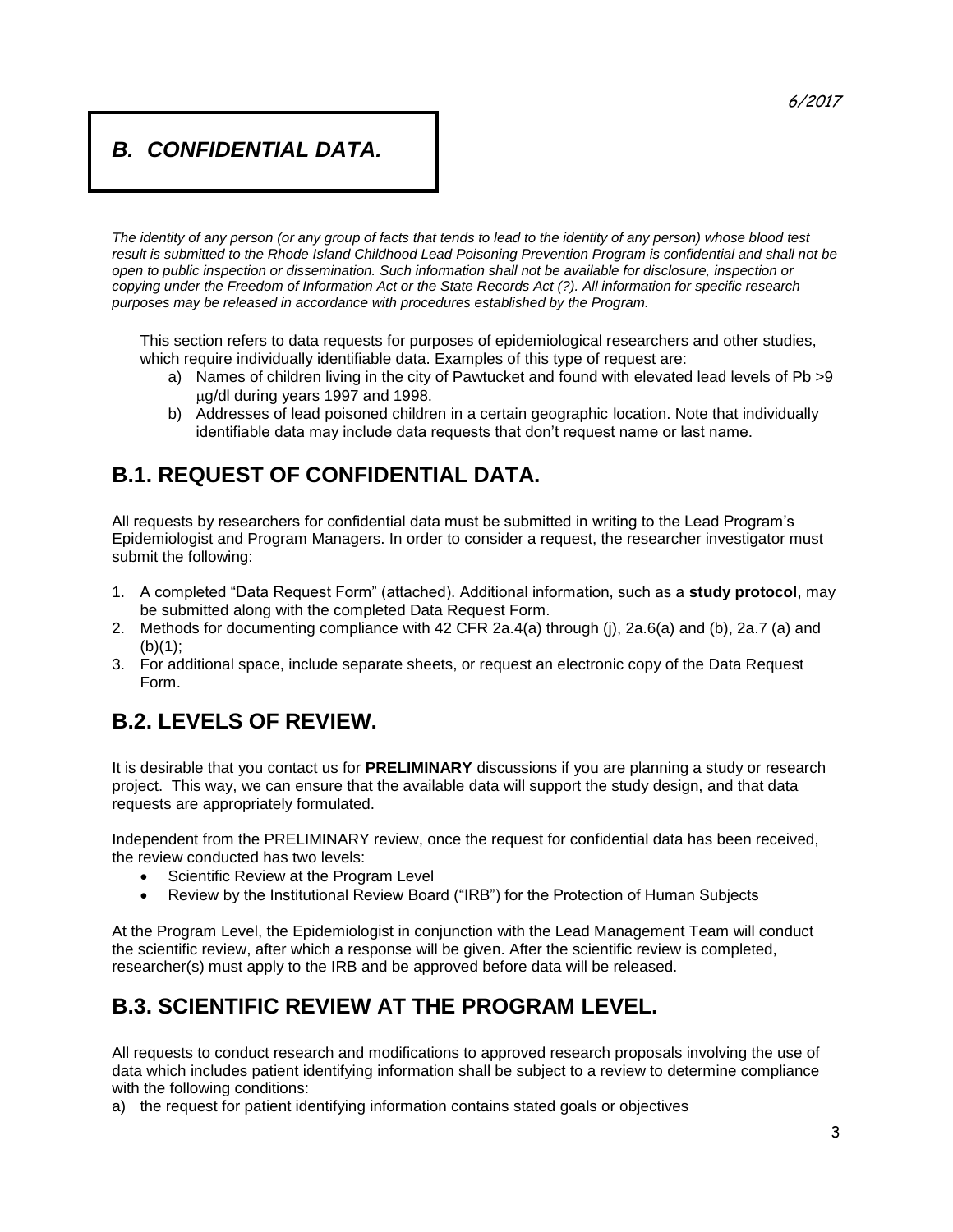## *B. CONFIDENTIAL DATA.*

*The identity of any person (or any group of facts that tends to lead to the identity of any person) whose blood test result is submitted to the Rhode Island Childhood Lead Poisoning Prevention Program is confidential and shall not be open to public inspection or dissemination. Such information shall not be available for disclosure, inspection or copying under the Freedom of Information Act or the State Records Act (?). All information for specific research purposes may be released in accordance with procedures established by the Program.*

This section refers to data requests for purposes of epidemiological researchers and other studies, which require individually identifiable data. Examples of this type of request are:

a) Names of children living in the city of Pawtucket and found with elevated lead levels of Pb >9 μg/dl during years 1997 and 1998.
b) Addresses of lead poisoned children in a certain geographic location. Note that individually identifiable data may include data requests that don't request name or last name.

## B.1. REQUEST OF CONFIDENTIAL DATA.

All requests by researchers for confidential data must be submitted in writing to the Lead Program's Epidemiologist and Program Managers. In order to consider a request, the researcher investigator must submit the following:

1. A completed "Data Request Form" (attached). Additional information, such as a **study protocol**, may be submitted along with the completed Data Request Form.
2. Methods for documenting compliance with 42 CFR 2a.4(a) through (j), 2a.6(a) and (b), 2a.7 (a) and (b)(1);
3. For additional space, include separate sheets, or request an electronic copy of the Data Request Form.

## B.2. LEVELS OF REVIEW.

It is desirable that you contact us for **PRELIMINARY** discussions if you are planning a study or research project. This way, we can ensure that the available data will support the study design, and that data requests are appropriately formulated.

Independent from the PRELIMINARY review, once the request for confidential data has been received, the review conducted has two levels:

- Scientific Review at the Program Level
- Review by the Institutional Review Board ("IRB") for the Protection of Human Subjects

At the Program Level, the Epidemiologist in conjunction with the Lead Management Team will conduct the scientific review, after which a response will be given. After the scientific review is completed, researcher(s) must apply to the IRB and be approved before data will be released.

## B.3. SCIENTIFIC REVIEW AT THE PROGRAM LEVEL.

All requests to conduct research and modifications to approved research proposals involving the use of data which includes patient identifying information shall be subject to a review to determine compliance with the following conditions:

a) the request for patient identifying information contains stated goals or objectives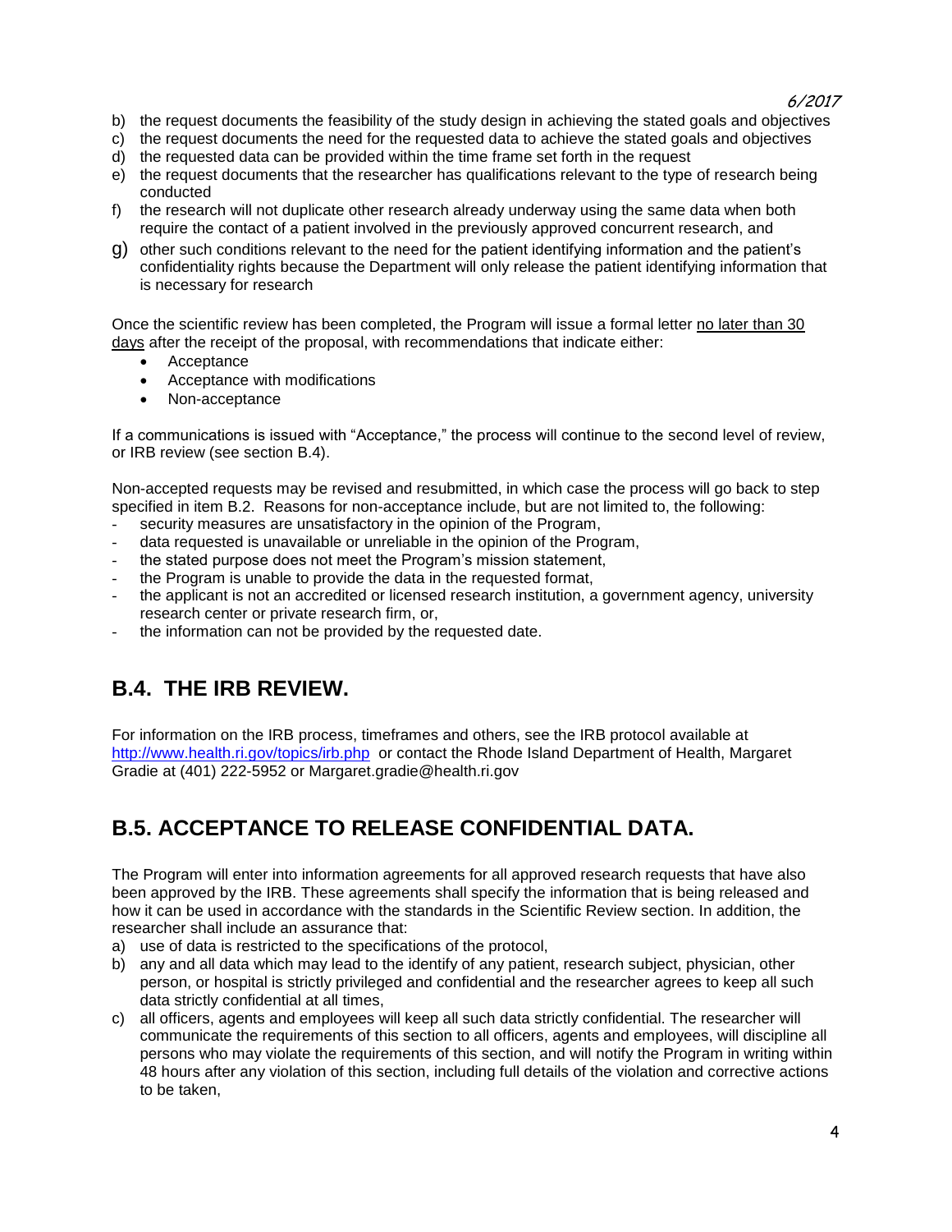b) the request documents the feasibility of the study design in achieving the stated goals and objectives
c) the request documents the need for the requested data to achieve the stated goals and objectives
d) the requested data can be provided within the time frame set forth in the request
e) the request documents that the researcher has qualifications relevant to the type of research being conducted
f) the research will not duplicate other research already underway using the same data when both require the contact of a patient involved in the previously approved concurrent research, and
g) other such conditions relevant to the need for the patient identifying information and the patient's confidentiality rights because the Department will only release the patient identifying information that is necessary for research

Once the scientific review has been completed, the Program will issue a formal letter no later than 30 days after the receipt of the proposal, with recommendations that indicate either:

- Acceptance
- Acceptance with modifications
- Non-acceptance

If a communications is issued with "Acceptance," the process will continue to the second level of review, or IRB review (see section B.4).

Non-accepted requests may be revised and resubmitted, in which case the process will go back to step specified in item B.2. Reasons for non-acceptance include, but are not limited to, the following:

- security measures are unsatisfactory in the opinion of the Program,
- data requested is unavailable or unreliable in the opinion of the Program,
- the stated purpose does not meet the Program's mission statement,
- the Program is unable to provide the data in the requested format,
- the applicant is not an accredited or licensed research institution, a government agency, university research center or private research firm, or,
- the information can not be provided by the requested date.

## B.4. THE IRB REVIEW.

For information on the IRB process, timeframes and others, see the IRB protocol available at http://www.health.ri.gov/topics/irb.php or contact the Rhode Island Department of Health, Margaret Gradie at (401) 222-5952 or Margaret.gradie@health.ri.gov

## B.5. ACCEPTANCE TO RELEASE CONFIDENTIAL DATA.

The Program will enter into information agreements for all approved research requests that have also been approved by the IRB. These agreements shall specify the information that is being released and how it can be used in accordance with the standards in the Scientific Review section. In addition, the researcher shall include an assurance that:

a) use of data is restricted to the specifications of the protocol,
b) any and all data which may lead to the identify of any patient, research subject, physician, other person, or hospital is strictly privileged and confidential and the researcher agrees to keep all such data strictly confidential at all times,
c) all officers, agents and employees will keep all such data strictly confidential. The researcher will communicate the requirements of this section to all officers, agents and employees, will discipline all persons who may violate the requirements of this section, and will notify the Program in writing within 48 hours after any violation of this section, including full details of the violation and corrective actions to be taken,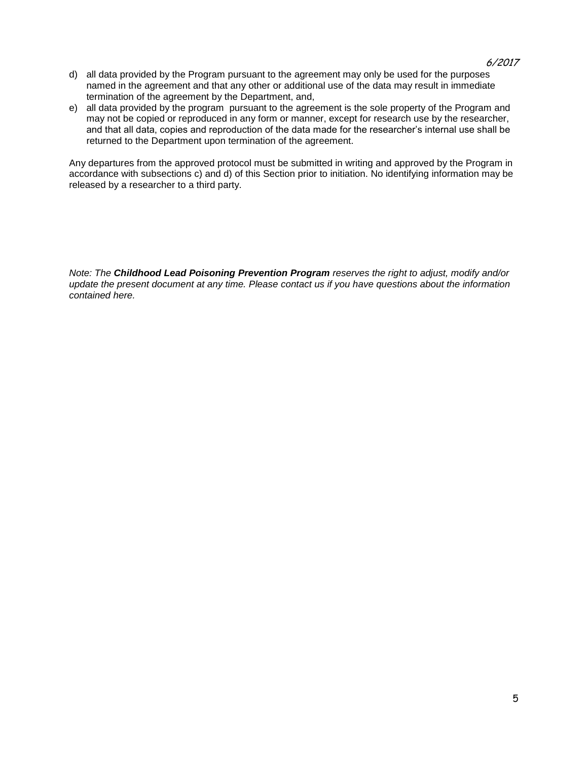d) all data provided by the Program pursuant to the agreement may only be used for the purposes named in the agreement and that any other or additional use of the data may result in immediate termination of the agreement by the Department, and,

e) all data provided by the program pursuant to the agreement is the sole property of the Program and may not be copied or reproduced in any form or manner, except for research use by the researcher, and that all data, copies and reproduction of the data made for the researcher's internal use shall be returned to the Department upon termination of the agreement.

Any departures from the approved protocol must be submitted in writing and approved by the Program in accordance with subsections c) and d) of this Section prior to initiation. No identifying information may be released by a researcher to a third party.

*Note: The **Childhood Lead Poisoning Prevention Program** reserves the right to adjust, modify and/or update the present document at any time. Please contact us if you have questions about the information contained here.*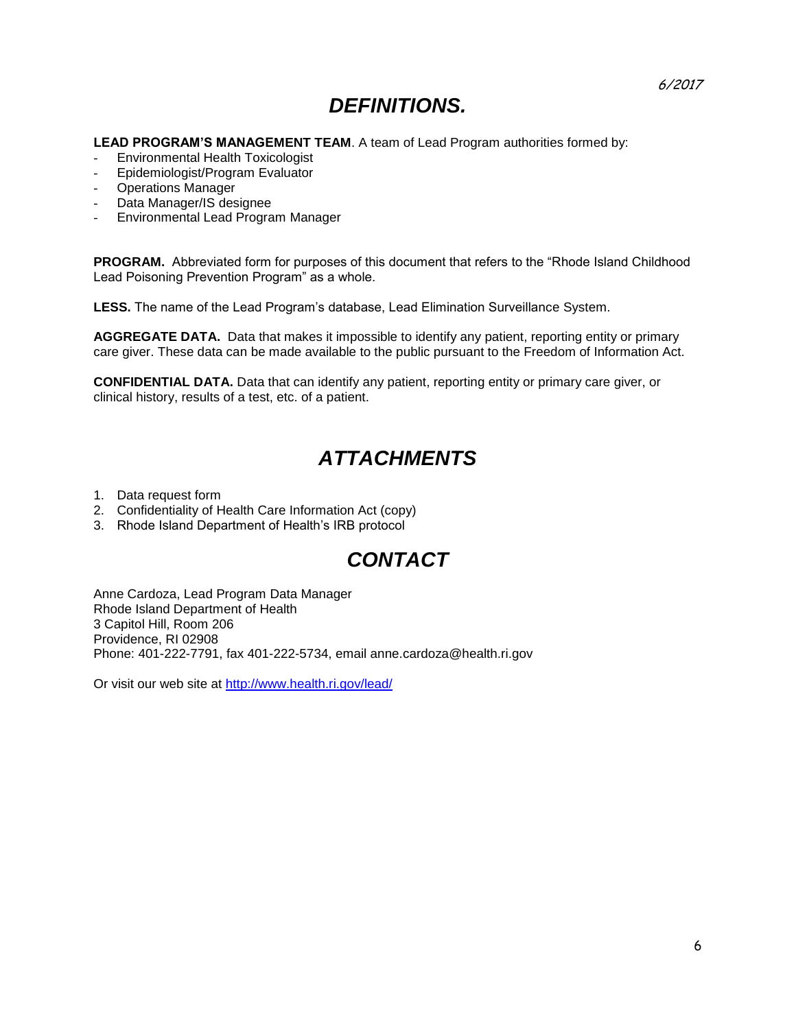6/2017

# *DEFINITIONS.*

**LEAD PROGRAM'S MANAGEMENT TEAM**. A team of Lead Program authorities formed by:

- Environmental Health Toxicologist
- Epidemiologist/Program Evaluator
- Operations Manager
- Data Manager/IS designee
- Environmental Lead Program Manager

**PROGRAM.** Abbreviated form for purposes of this document that refers to the "Rhode Island Childhood Lead Poisoning Prevention Program" as a whole.

**LESS.** The name of the Lead Program's database, Lead Elimination Surveillance System.

**AGGREGATE DATA.** Data that makes it impossible to identify any patient, reporting entity or primary care giver. These data can be made available to the public pursuant to the Freedom of Information Act.

**CONFIDENTIAL DATA.** Data that can identify any patient, reporting entity or primary care giver, or clinical history, results of a test, etc. of a patient.

# *ATTACHMENTS*

1. Data request form
2. Confidentiality of Health Care Information Act (copy)
3. Rhode Island Department of Health's IRB protocol

# *CONTACT*

Anne Cardoza, Lead Program Data Manager
Rhode Island Department of Health
3 Capitol Hill, Room 206
Providence, RI 02908
Phone: 401-222-7791, fax 401-222-5734, email anne.cardoza@health.ri.gov

Or visit our web site at [http://www.health.ri.gov/lead/](http://www.health.ri.gov/lead/)